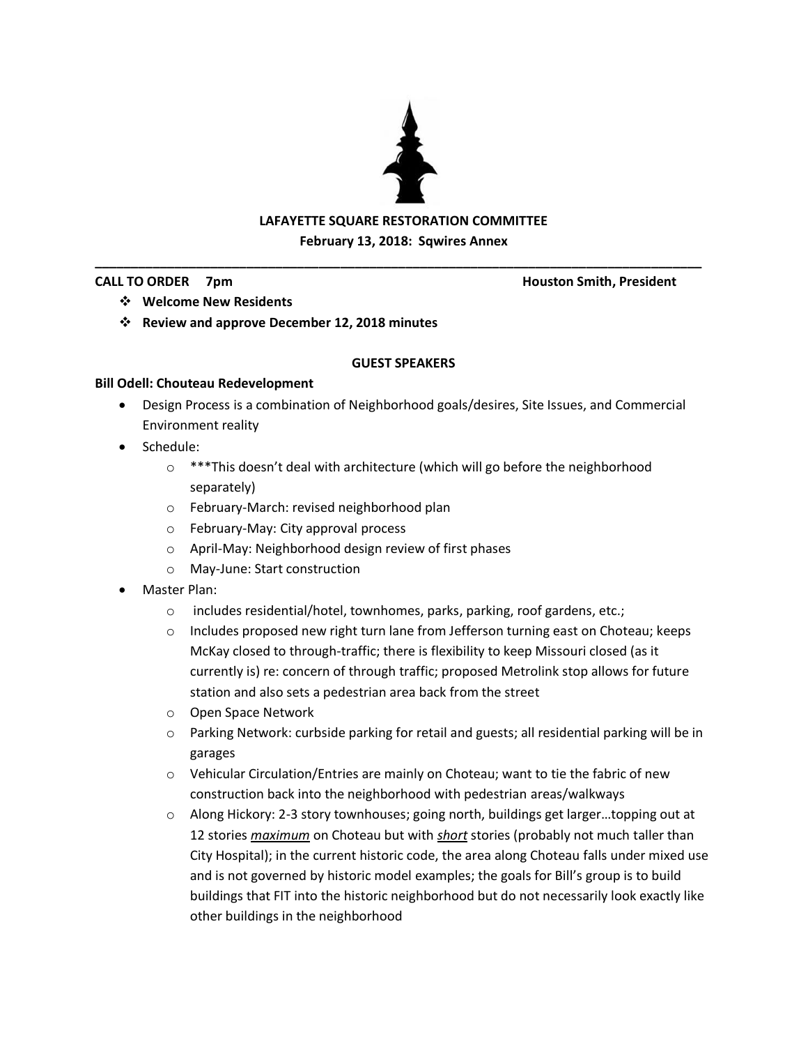# LAFAYETTE SQUARE RESTORATION COMMITTEE

**February 13, 2018: Sqwires Annex**

---

**CALL TO ORDER 7pm** **Houston Smith, President**

- **Welcome New Residents**
- **Review and approve December 12, 2018 minutes**

## GUEST SPEAKERS

**Bill Odell: Chouteau Redevelopment**

- Design Process is a combination of Neighborhood goals/desires, Site Issues, and Commercial Environment reality
- Schedule:
  - ***This doesn't deal with architecture (which will go before the neighborhood separately)
  - February-March: revised neighborhood plan
  - February-May: City approval process
  - April-May: Neighborhood design review of first phases
  - May-June: Start construction
- Master Plan:
  - includes residential/hotel, townhomes, parks, parking, roof gardens, etc.;
  - Includes proposed new right turn lane from Jefferson turning east on Choteau; keeps McKay closed to through-traffic; there is flexibility to keep Missouri closed (as it currently is) re: concern of through traffic; proposed Metrolink stop allows for future station and also sets a pedestrian area back from the street
  - Open Space Network
  - Parking Network: curbside parking for retail and guests; all residential parking will be in garages
  - Vehicular Circulation/Entries are mainly on Choteau; want to tie the fabric of new construction back into the neighborhood with pedestrian areas/walkways
  - Along Hickory: 2-3 story townhouses; going north, buildings get larger…topping out at 12 stories ***maximum*** on Choteau but with ***short*** stories (probably not much taller than City Hospital); in the current historic code, the area along Choteau falls under mixed use and is not governed by historic model examples; the goals for Bill's group is to build buildings that FIT into the historic neighborhood but do not necessarily look exactly like other buildings in the neighborhood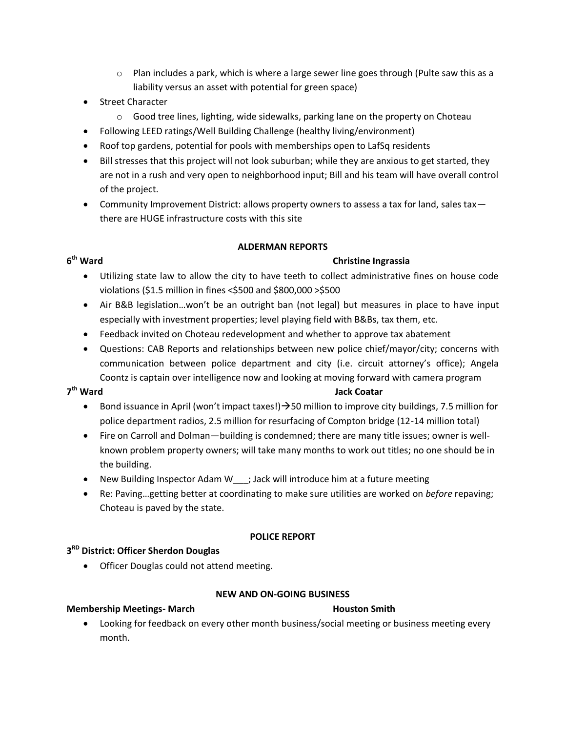- Plan includes a park, which is where a large sewer line goes through (Pulte saw this as a liability versus an asset with potential for green space)
- Street Character
  - Good tree lines, lighting, wide sidewalks, parking lane on the property on Choteau
- Following LEED ratings/Well Building Challenge (healthy living/environment)
- Roof top gardens, potential for pools with memberships open to LafSq residents
- Bill stresses that this project will not look suburban; while they are anxious to get started, they are not in a rush and very open to neighborhood input; Bill and his team will have overall control of the project.
- Community Improvement District: allows property owners to assess a tax for land, sales tax—there are HUGE infrastructure costs with this site

## ALDERMAN REPORTS

**6th Ward** **Christine Ingrassia**

- Utilizing state law to allow the city to have teeth to collect administrative fines on house code violations ($1.5 million in fines <$500 and $800,000 >$500
- Air B&B legislation…won't be an outright ban (not legal) but measures in place to have input especially with investment properties; level playing field with B&Bs, tax them, etc.
- Feedback invited on Choteau redevelopment and whether to approve tax abatement
- Questions: CAB Reports and relationships between new police chief/mayor/city; concerns with communication between police department and city (i.e. circuit attorney's office); Angela Coontz is captain over intelligence now and looking at moving forward with camera program

**7th Ward** **Jack Coatar**

- Bond issuance in April (won't impact taxes!)→50 million to improve city buildings, 7.5 million for police department radios, 2.5 million for resurfacing of Compton bridge (12-14 million total)
- Fire on Carroll and Dolman—building is condemned; there are many title issues; owner is well-known problem property owners; will take many months to work out titles; no one should be in the building.
- New Building Inspector Adam W___; Jack will introduce him at a future meeting
- Re: Paving…getting better at coordinating to make sure utilities are worked on *before* repaving; Choteau is paved by the state.

## POLICE REPORT

**3RD District: Officer Sherdon Douglas**

- Officer Douglas could not attend meeting.

## NEW AND ON-GOING BUSINESS

**Membership Meetings- March** **Houston Smith**

- Looking for feedback on every other month business/social meeting or business meeting every month.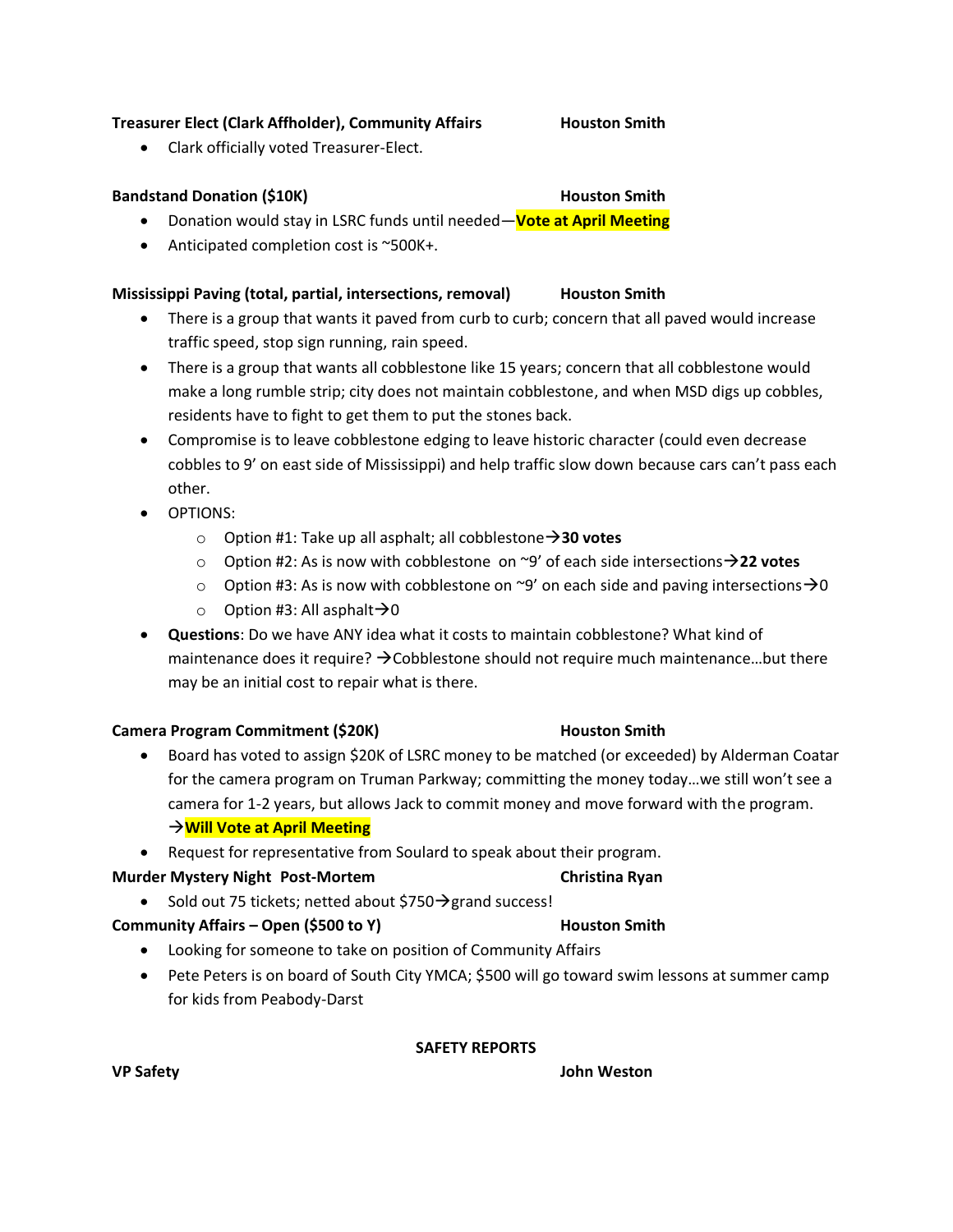**Treasurer Elect (Clark Affholder), Community Affairs** **Houston Smith**

- Clark officially voted Treasurer-Elect.

**Bandstand Donation ($10K)** **Houston Smith**

- Donation would stay in LSRC funds until needed—**Vote at April Meeting**
- Anticipated completion cost is ~500K+.

**Mississippi Paving (total, partial, intersections, removal)** **Houston Smith**

- There is a group that wants it paved from curb to curb; concern that all paved would increase traffic speed, stop sign running, rain speed.
- There is a group that wants all cobblestone like 15 years; concern that all cobblestone would make a long rumble strip; city does not maintain cobblestone, and when MSD digs up cobbles, residents have to fight to get them to put the stones back.
- Compromise is to leave cobblestone edging to leave historic character (could even decrease cobbles to 9' on east side of Mississippi) and help traffic slow down because cars can't pass each other.
- OPTIONS:
  - Option #1: Take up all asphalt; all cobblestone→**30 votes**
  - Option #2: As is now with cobblestone on ~9' of each side intersections→**22 votes**
  - Option #3: As is now with cobblestone on ~9' on each side and paving intersections→0
  - Option #3: All asphalt→0
- **Questions**: Do we have ANY idea what it costs to maintain cobblestone? What kind of maintenance does it require? →Cobblestone should not require much maintenance…but there may be an initial cost to repair what is there.

**Camera Program Commitment ($20K)** **Houston Smith**

- Board has voted to assign $20K of LSRC money to be matched (or exceeded) by Alderman Coatar for the camera program on Truman Parkway; committing the money today…we still won't see a camera for 1-2 years, but allows Jack to commit money and move forward with the program. →**Will Vote at April Meeting**
- Request for representative from Soulard to speak about their program.

**Murder Mystery Night Post-Mortem** **Christina Ryan**

- Sold out 75 tickets; netted about $750→grand success!

**Community Affairs – Open ($500 to Y)** **Houston Smith**

- Looking for someone to take on position of Community Affairs
- Pete Peters is on board of South City YMCA; $500 will go toward swim lessons at summer camp for kids from Peabody-Darst

**SAFETY REPORTS**

**VP Safety** **John Weston**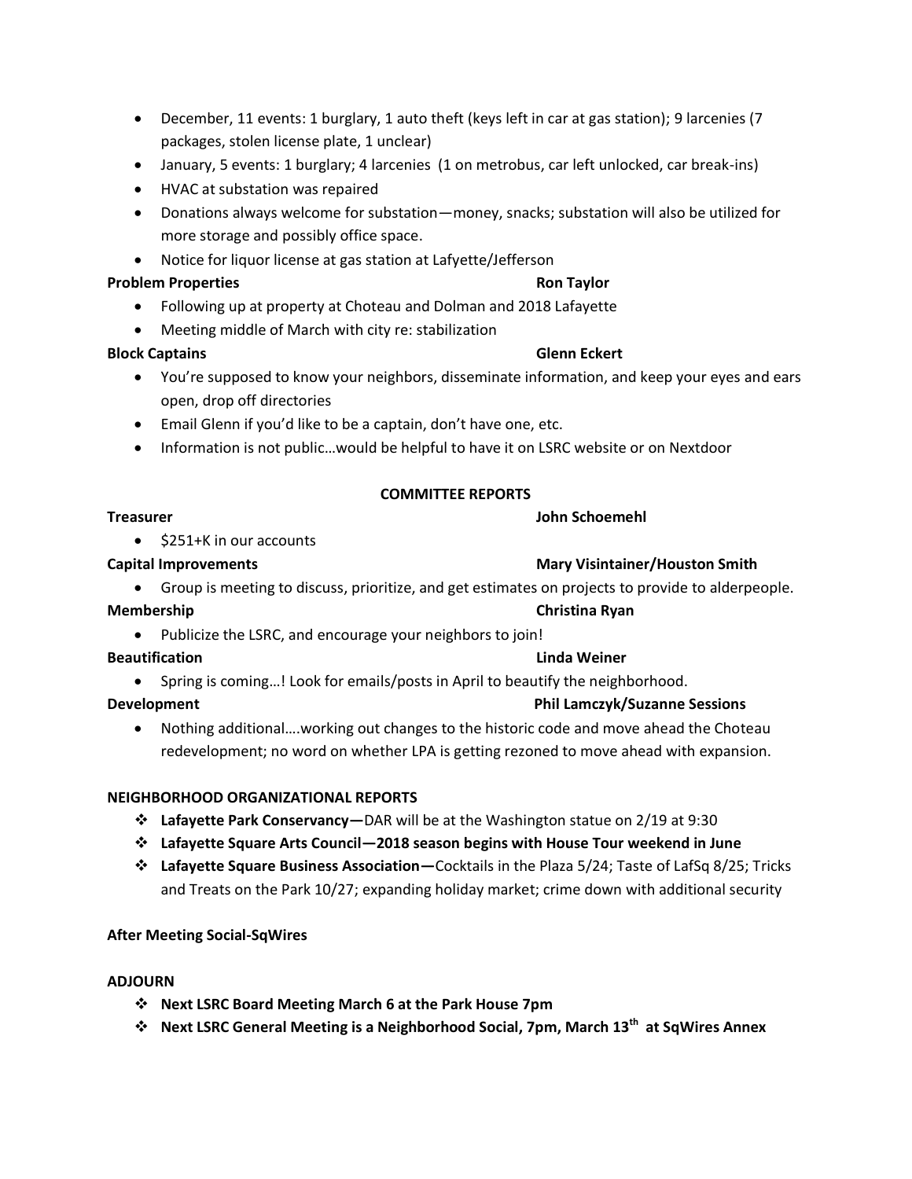- December, 11 events: 1 burglary, 1 auto theft (keys left in car at gas station); 9 larcenies (7 packages, stolen license plate, 1 unclear)
- January, 5 events: 1 burglary; 4 larcenies (1 on metrobus, car left unlocked, car break-ins)
- HVAC at substation was repaired
- Donations always welcome for substation—money, snacks; substation will also be utilized for more storage and possibly office space.
- Notice for liquor license at gas station at Lafayette/Jefferson

**Problem Properties** **Ron Taylor**

- Following up at property at Choteau and Dolman and 2018 Lafayette
- Meeting middle of March with city re: stabilization

**Block Captains** **Glenn Eckert**

- You're supposed to know your neighbors, disseminate information, and keep your eyes and ears open, drop off directories
- Email Glenn if you'd like to be a captain, don't have one, etc.
- Information is not public…would be helpful to have it on LSRC website or on Nextdoor

## COMMITTEE REPORTS

**Treasurer** **John Schoemehl**

- $251+K in our accounts

**Capital Improvements** **Mary Visintainer/Houston Smith**

- Group is meeting to discuss, prioritize, and get estimates on projects to provide to alderpeople.

**Membership** **Christina Ryan**

- Publicize the LSRC, and encourage your neighbors to join!

**Beautification** **Linda Weiner**

- Spring is coming…! Look for emails/posts in April to beautify the neighborhood.

**Development** **Phil Lamczyk/Suzanne Sessions**

- Nothing additional….working out changes to the historic code and move ahead the Choteau redevelopment; no word on whether LPA is getting rezoned to move ahead with expansion.

## NEIGHBORHOOD ORGANIZATIONAL REPORTS

- **Lafayette Park Conservancy—**DAR will be at the Washington statue on 2/19 at 9:30
- **Lafayette Square Arts Council—2018 season begins with House Tour weekend in June**
- **Lafayette Square Business Association—**Cocktails in the Plaza 5/24; Taste of LafSq 8/25; Tricks and Treats on the Park 10/27; expanding holiday market; crime down with additional security

**After Meeting Social-SqWires**

**ADJOURN**

- **Next LSRC Board Meeting March 6 at the Park House 7pm**
- **Next LSRC General Meeting is a Neighborhood Social, 7pm, March 13th at SqWires Annex**